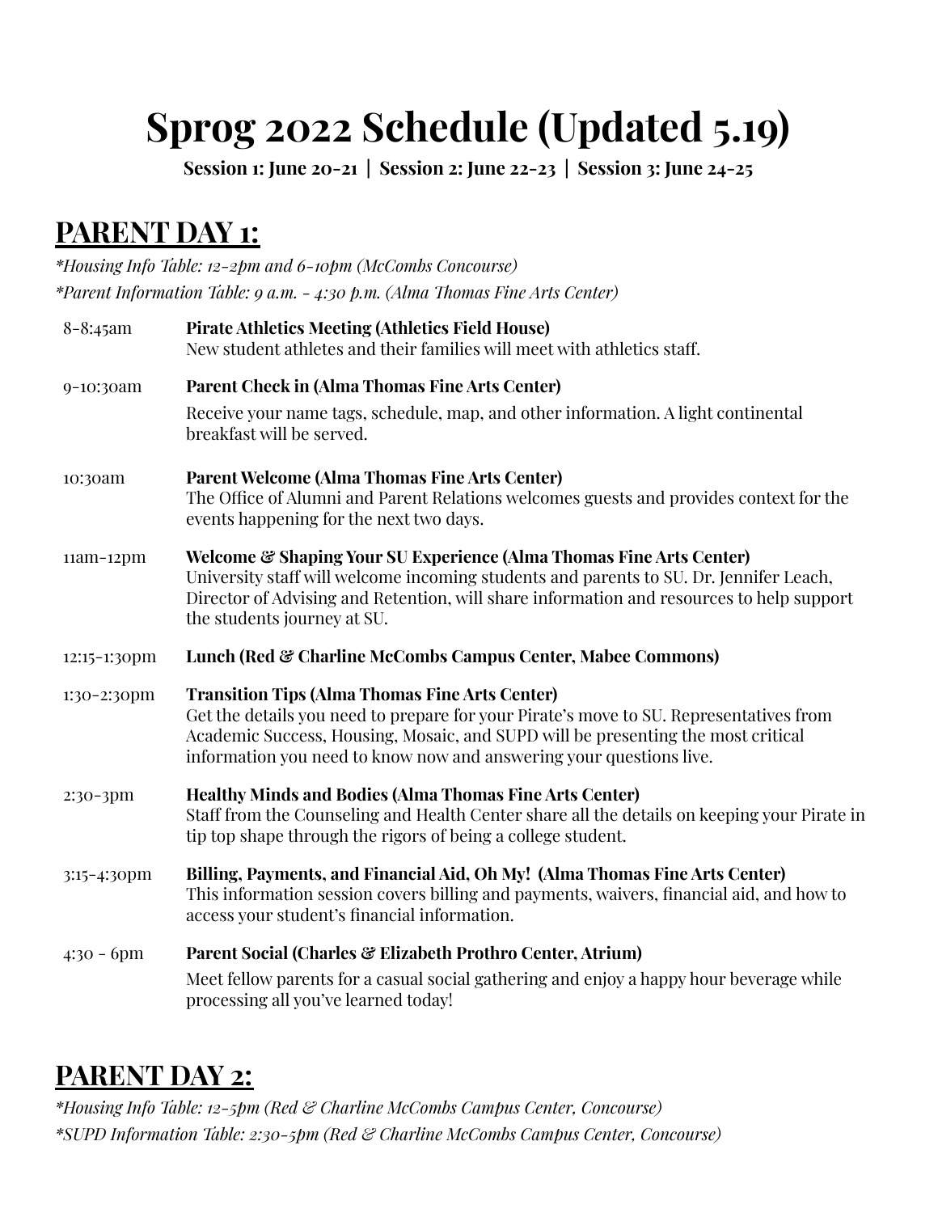# Sprog 2022 Schedule (Updated 5.19)

**Session 1: June 20-21 | Session 2: June 22-23 | Session 3: June 24-25**

## PARENT DAY 1:

*\*Housing Info Table: 12-2pm and 6-10pm (McCombs Concourse)*

*\*Parent Information Table: 9 a.m. - 4:30 p.m. (Alma Thomas Fine Arts Center)*

| | |
|---|---|
| 8-8:45am | **Pirate Athletics Meeting (Athletics Field House)**<br>New student athletes and their families will meet with athletics staff. |
| 9-10:30am | **Parent Check in (Alma Thomas Fine Arts Center)**<br>Receive your name tags, schedule, map, and other information. A light continental breakfast will be served. |
| 10:30am | **Parent Welcome (Alma Thomas Fine Arts Center)**<br>The Office of Alumni and Parent Relations welcomes guests and provides context for the events happening for the next two days. |
| 11am-12pm | **Welcome & Shaping Your SU Experience (Alma Thomas Fine Arts Center)**<br>University staff will welcome incoming students and parents to SU. Dr. Jennifer Leach, Director of Advising and Retention, will share information and resources to help support the students journey at SU. |
| 12:15-1:30pm | **Lunch (Red & Charline McCombs Campus Center, Mabee Commons)** |
| 1:30-2:30pm | **Transition Tips (Alma Thomas Fine Arts Center)**<br>Get the details you need to prepare for your Pirate's move to SU. Representatives from Academic Success, Housing, Mosaic, and SUPD will be presenting the most critical information you need to know now and answering your questions live. |
| 2:30-3pm | **Healthy Minds and Bodies (Alma Thomas Fine Arts Center)**<br>Staff from the Counseling and Health Center share all the details on keeping your Pirate in tip top shape through the rigors of being a college student. |
| 3:15-4:30pm | **Billing, Payments, and Financial Aid, Oh My! (Alma Thomas Fine Arts Center)**<br>This information session covers billing and payments, waivers, financial aid, and how to access your student's financial information. |
| 4:30 - 6pm | **Parent Social (Charles & Elizabeth Prothro Center, Atrium)**<br>Meet fellow parents for a casual social gathering and enjoy a happy hour beverage while processing all you've learned today! |

## PARENT DAY 2:

*\*Housing Info Table: 12-5pm (Red & Charline McCombs Campus Center, Concourse)*

*\*SUPD Information Table: 2:30-5pm (Red & Charline McCombs Campus Center, Concourse)*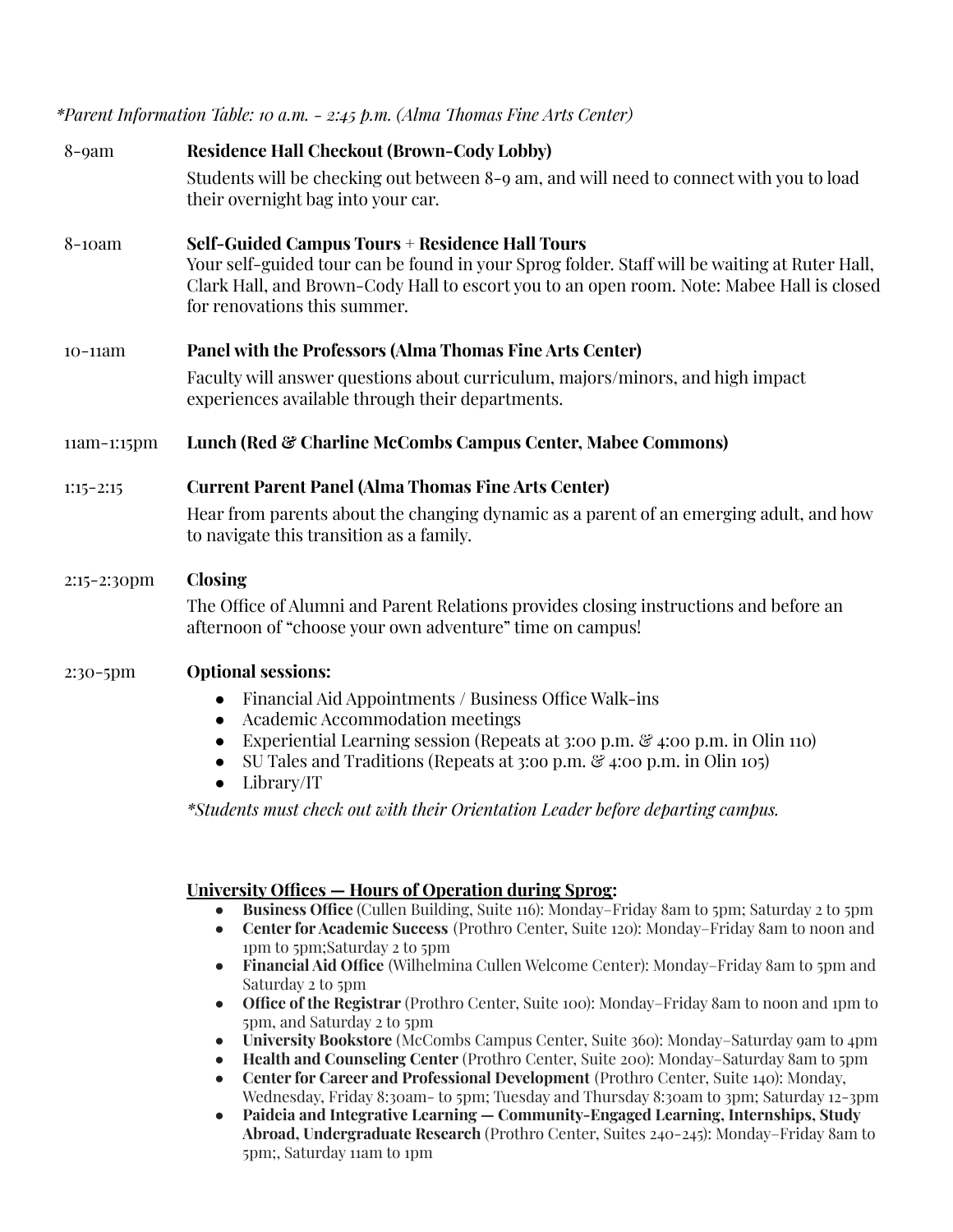*\*Parent Information Table: 10 a.m. - 2:45 p.m. (Alma Thomas Fine Arts Center)*

**8-9am — Residence Hall Checkout (Brown-Cody Lobby)**

Students will be checking out between 8-9 am, and will need to connect with you to load their overnight bag into your car.

**8-10am — Self-Guided Campus Tours + Residence Hall Tours**

Your self-guided tour can be found in your Sprog folder. Staff will be waiting at Ruter Hall, Clark Hall, and Brown-Cody Hall to escort you to an open room. Note: Mabee Hall is closed for renovations this summer.

**10-11am — Panel with the Professors (Alma Thomas Fine Arts Center)**

Faculty will answer questions about curriculum, majors/minors, and high impact experiences available through their departments.

**11am-1:15pm — Lunch (Red & Charline McCombs Campus Center, Mabee Commons)**

**1:15-2:15 — Current Parent Panel (Alma Thomas Fine Arts Center)**

Hear from parents about the changing dynamic as a parent of an emerging adult, and how to navigate this transition as a family.

**2:15-2:30pm — Closing**

The Office of Alumni and Parent Relations provides closing instructions and before an afternoon of "choose your own adventure" time on campus!

**2:30-5pm — Optional sessions:**

- Financial Aid Appointments / Business Office Walk-ins
- Academic Accommodation meetings
- Experiential Learning session (Repeats at 3:00 p.m. & 4:00 p.m. in Olin 110)
- SU Tales and Traditions (Repeats at 3:00 p.m. & 4:00 p.m. in Olin 105)
- Library/IT

*\*Students must check out with their Orientation Leader before departing campus.*

**University Offices — Hours of Operation during Sprog:**

- **Business Office** (Cullen Building, Suite 116): Monday–Friday 8am to 5pm; Saturday 2 to 5pm
- **Center for Academic Success** (Prothro Center, Suite 120): Monday–Friday 8am to noon and 1pm to 5pm;Saturday 2 to 5pm
- **Financial Aid Office** (Wilhelmina Cullen Welcome Center): Monday–Friday 8am to 5pm and Saturday 2 to 5pm
- **Office of the Registrar** (Prothro Center, Suite 100): Monday–Friday 8am to noon and 1pm to 5pm, and Saturday 2 to 5pm
- **University Bookstore** (McCombs Campus Center, Suite 360): Monday–Saturday 9am to 4pm
- **Health and Counseling Center** (Prothro Center, Suite 200): Monday–Saturday 8am to 5pm
- **Center for Career and Professional Development** (Prothro Center, Suite 140): Monday, Wednesday, Friday 8:30am- to 5pm; Tuesday and Thursday 8:30am to 3pm; Saturday 12-3pm
- **Paideia and Integrative Learning — Community-Engaged Learning, Internships, Study Abroad, Undergraduate Research** (Prothro Center, Suites 240-245): Monday–Friday 8am to 5pm;, Saturday 11am to 1pm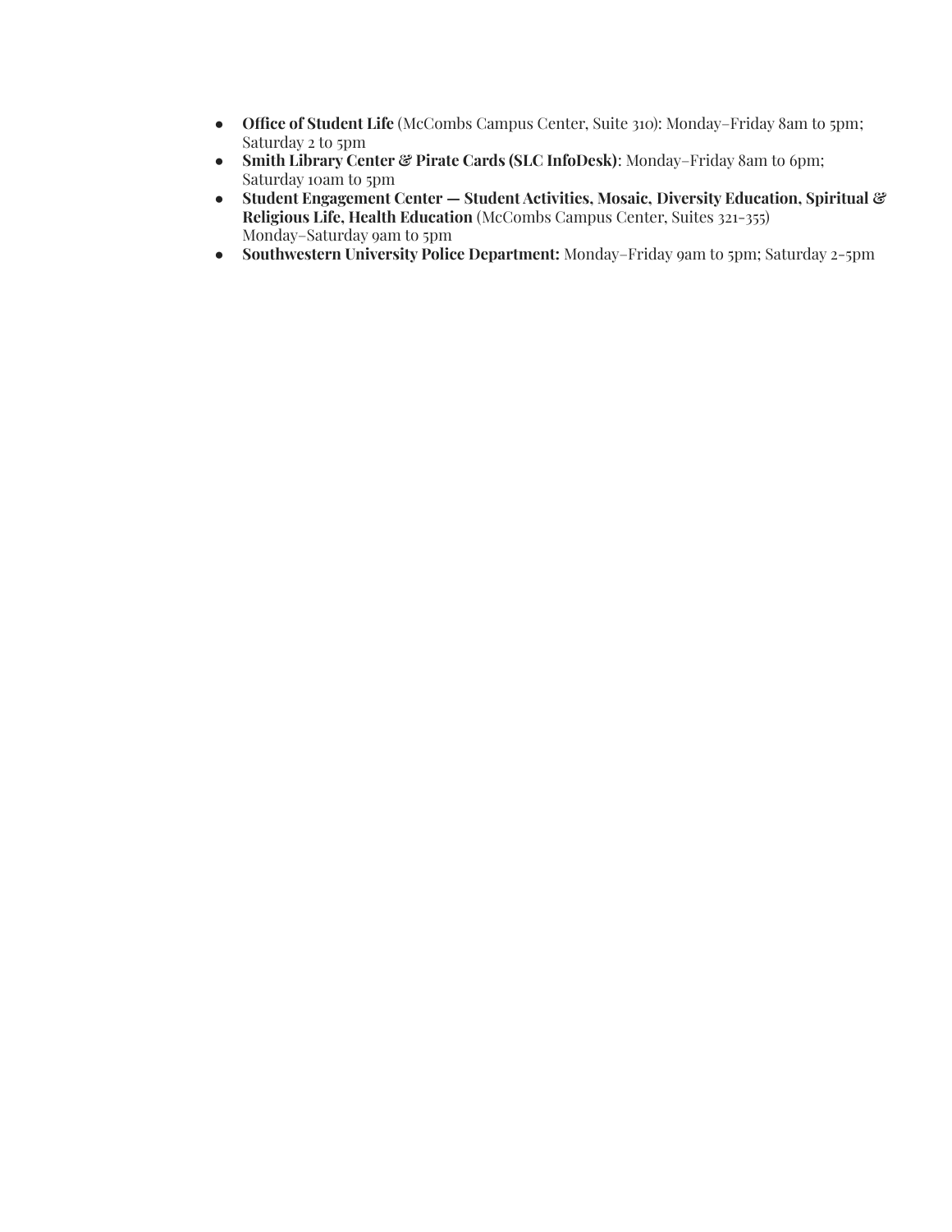- **Office of Student Life** (McCombs Campus Center, Suite 310): Monday–Friday 8am to 5pm; Saturday 2 to 5pm
- **Smith Library Center & Pirate Cards (SLC InfoDesk)**: Monday–Friday 8am to 6pm; Saturday 10am to 5pm
- **Student Engagement Center — Student Activities, Mosaic, Diversity Education, Spiritual & Religious Life, Health Education** (McCombs Campus Center, Suites 321-355) Monday–Saturday 9am to 5pm
- **Southwestern University Police Department:** Monday–Friday 9am to 5pm; Saturday 2-5pm